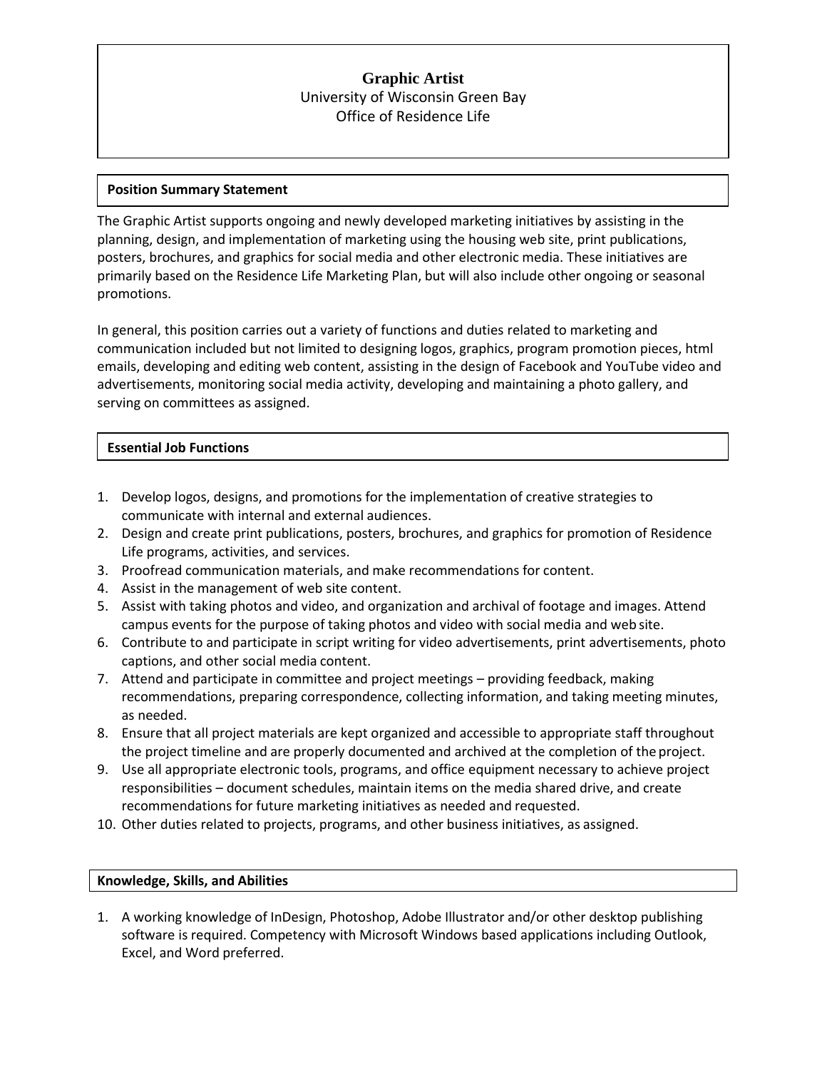# Graphic Artist

University of Wisconsin Green Bay
Office of Residence Life

## Position Summary Statement

The Graphic Artist supports ongoing and newly developed marketing initiatives by assisting in the planning, design, and implementation of marketing using the housing web site, print publications, posters, brochures, and graphics for social media and other electronic media. These initiatives are primarily based on the Residence Life Marketing Plan, but will also include other ongoing or seasonal promotions.

In general, this position carries out a variety of functions and duties related to marketing and communication included but not limited to designing logos, graphics, program promotion pieces, html emails, developing and editing web content, assisting in the design of Facebook and YouTube video and advertisements, monitoring social media activity, developing and maintaining a photo gallery, and serving on committees as assigned.

## Essential Job Functions

1. Develop logos, designs, and promotions for the implementation of creative strategies to communicate with internal and external audiences.
2. Design and create print publications, posters, brochures, and graphics for promotion of Residence Life programs, activities, and services.
3. Proofread communication materials, and make recommendations for content.
4. Assist in the management of web site content.
5. Assist with taking photos and video, and organization and archival of footage and images. Attend campus events for the purpose of taking photos and video with social media and web site.
6. Contribute to and participate in script writing for video advertisements, print advertisements, photo captions, and other social media content.
7. Attend and participate in committee and project meetings – providing feedback, making recommendations, preparing correspondence, collecting information, and taking meeting minutes, as needed.
8. Ensure that all project materials are kept organized and accessible to appropriate staff throughout the project timeline and are properly documented and archived at the completion of the project.
9. Use all appropriate electronic tools, programs, and office equipment necessary to achieve project responsibilities – document schedules, maintain items on the media shared drive, and create recommendations for future marketing initiatives as needed and requested.
10. Other duties related to projects, programs, and other business initiatives, as assigned.

## Knowledge, Skills, and Abilities

1. A working knowledge of InDesign, Photoshop, Adobe Illustrator and/or other desktop publishing software is required. Competency with Microsoft Windows based applications including Outlook, Excel, and Word preferred.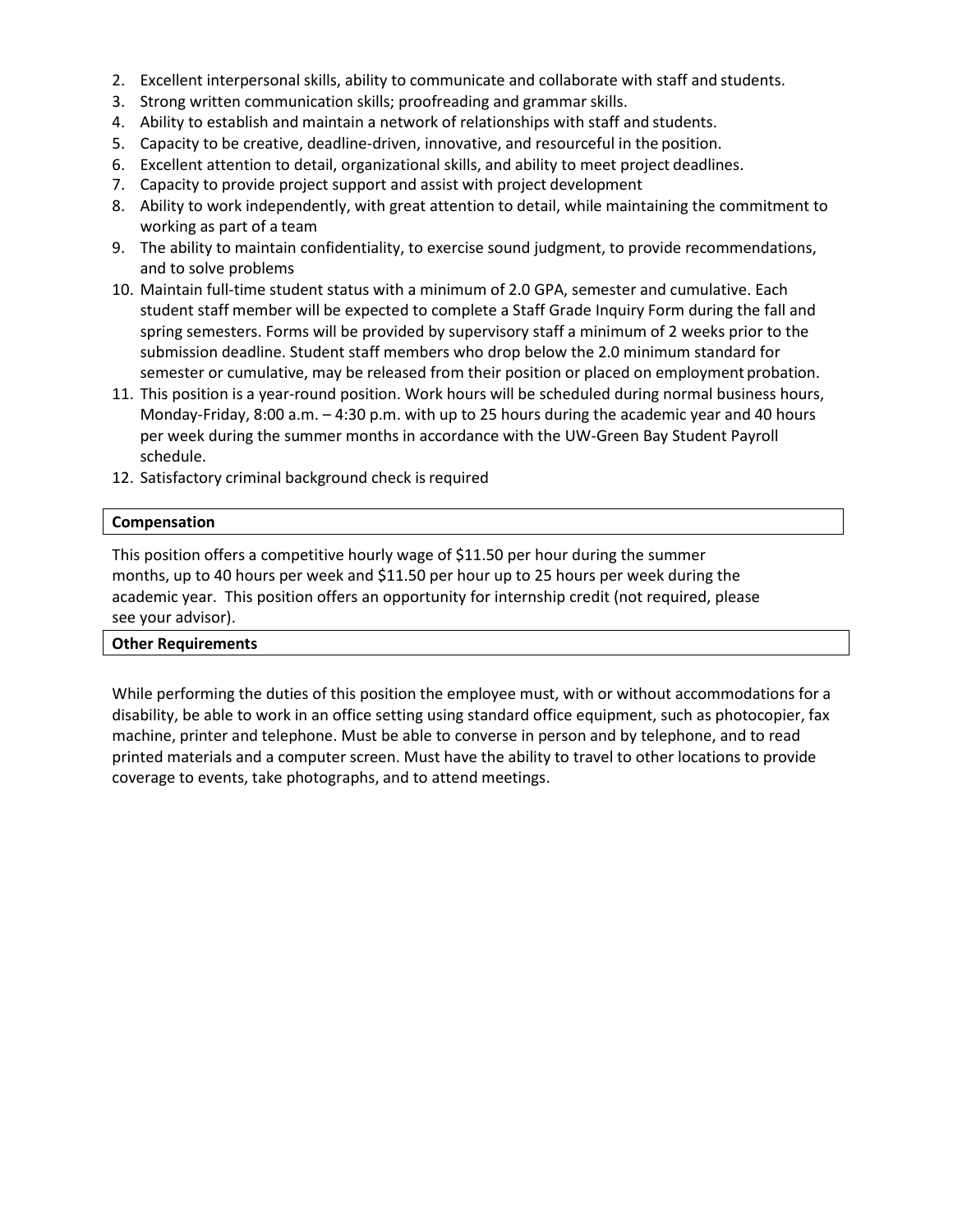2. Excellent interpersonal skills, ability to communicate and collaborate with staff and students.
3. Strong written communication skills; proofreading and grammar skills.
4. Ability to establish and maintain a network of relationships with staff and students.
5. Capacity to be creative, deadline-driven, innovative, and resourceful in the position.
6. Excellent attention to detail, organizational skills, and ability to meet project deadlines.
7. Capacity to provide project support and assist with project development
8. Ability to work independently, with great attention to detail, while maintaining the commitment to working as part of a team
9. The ability to maintain confidentiality, to exercise sound judgment, to provide recommendations, and to solve problems
10. Maintain full-time student status with a minimum of 2.0 GPA, semester and cumulative. Each student staff member will be expected to complete a Staff Grade Inquiry Form during the fall and spring semesters. Forms will be provided by supervisory staff a minimum of 2 weeks prior to the submission deadline. Student staff members who drop below the 2.0 minimum standard for semester or cumulative, may be released from their position or placed on employment probation.
11. This position is a year-round position. Work hours will be scheduled during normal business hours, Monday-Friday, 8:00 a.m. – 4:30 p.m. with up to 25 hours during the academic year and 40 hours per week during the summer months in accordance with the UW-Green Bay Student Payroll schedule.
12. Satisfactory criminal background check is required

**Compensation**

This position offers a competitive hourly wage of $11.50 per hour during the summer months, up to 40 hours per week and $11.50 per hour up to 25 hours per week during the academic year. This position offers an opportunity for internship credit (not required, please see your advisor).

**Other Requirements**

While performing the duties of this position the employee must, with or without accommodations for a disability, be able to work in an office setting using standard office equipment, such as photocopier, fax machine, printer and telephone. Must be able to converse in person and by telephone, and to read printed materials and a computer screen. Must have the ability to travel to other locations to provide coverage to events, take photographs, and to attend meetings.